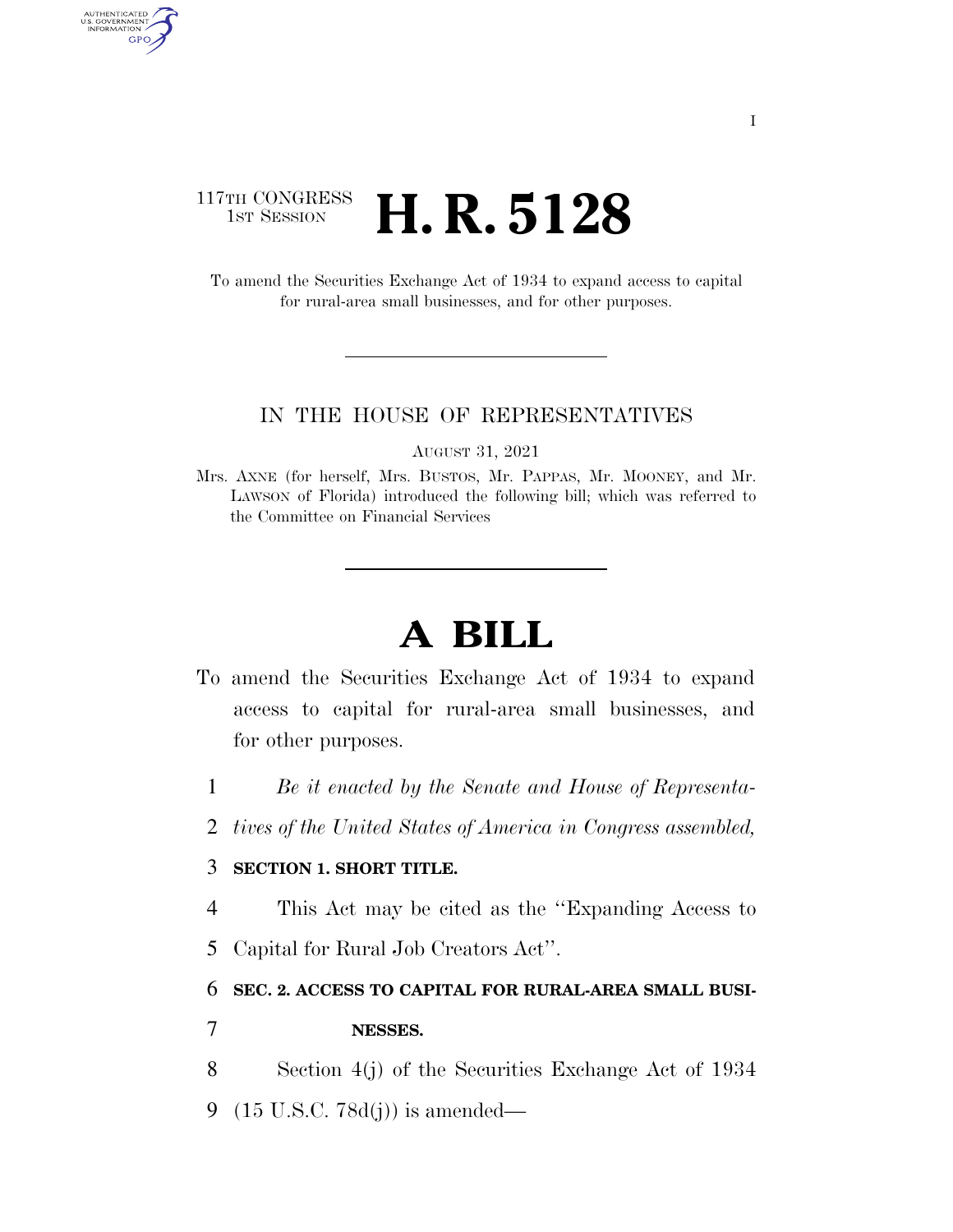117TH CONGRESS
1ST SESSION

# H. R. 5128

To amend the Securities Exchange Act of 1934 to expand access to capital for rural-area small businesses, and for other purposes.

IN THE HOUSE OF REPRESENTATIVES

AUGUST 31, 2021

Mrs. AXNE (for herself, Mrs. BUSTOS, Mr. PAPPAS, Mr. MOONEY, and Mr. LAWSON of Florida) introduced the following bill; which was referred to the Committee on Financial Services

# A BILL

To amend the Securities Exchange Act of 1934 to expand access to capital for rural-area small businesses, and for other purposes.

1 *Be it enacted by the Senate and House of Representa-*
2 *tives of the United States of America in Congress assembled,*

3 **SECTION 1. SHORT TITLE.**

4 This Act may be cited as the ''Expanding Access to
5 Capital for Rural Job Creators Act''.

6 **SEC. 2. ACCESS TO CAPITAL FOR RURAL-AREA SMALL BUSI-**
7 **NESSES.**

8 Section 4(j) of the Securities Exchange Act of 1934
9 (15 U.S.C. 78d(j)) is amended—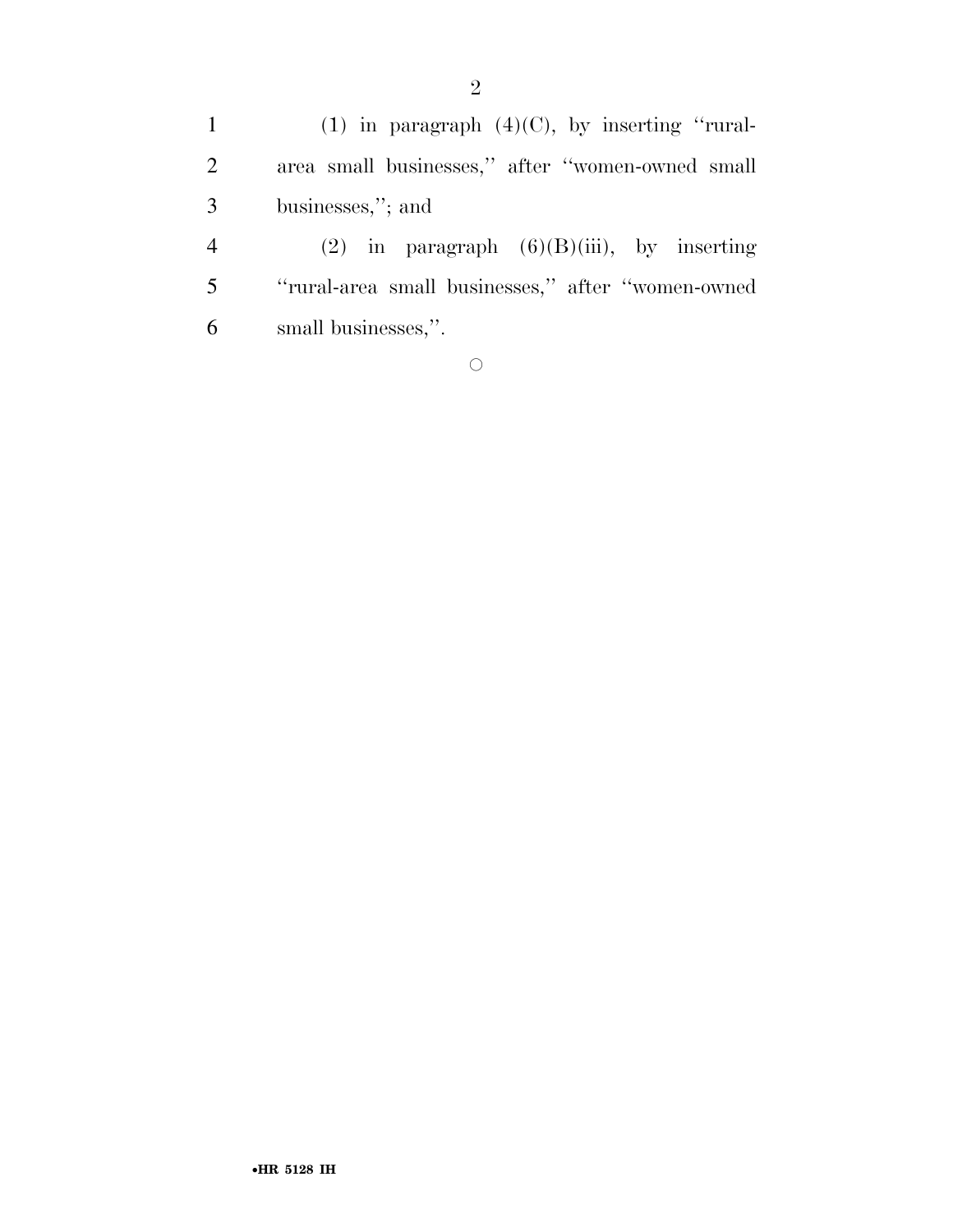(1) in paragraph (4)(C), by inserting "rural-area small businesses," after "women-owned small businesses,"; and

(2) in paragraph (6)(B)(iii), by inserting "rural-area small businesses," after "women-owned small businesses,".